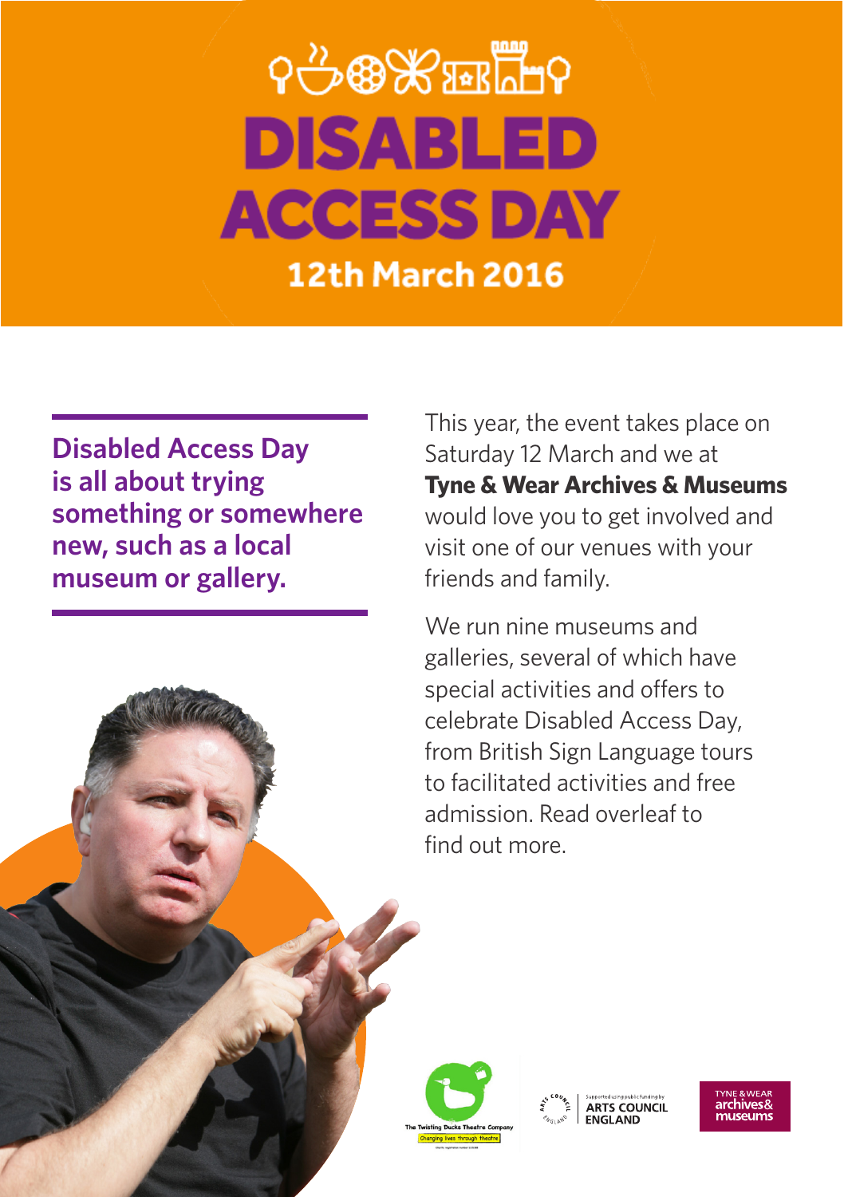# DISABLED ACCESS DAY

## 12th March 2016

**Disabled Access Day is all about trying something or somewhere new, such as a local museum or gallery.**

This year, the event takes place on Saturday 12 March and we at **Tyne & Wear Archives & Museums** would love you to get involved and visit one of our venues with your friends and family.

We run nine museums and galleries, several of which have special activities and offers to celebrate Disabled Access Day, from British Sign Language tours to facilitated activities and free admission. Read overleaf to find out more.

The Twisting Ducks Theatre Company
Changing lives through theatre

Supported using public funding by ARTS COUNCIL ENGLAND

TYNE & WEAR archives & museums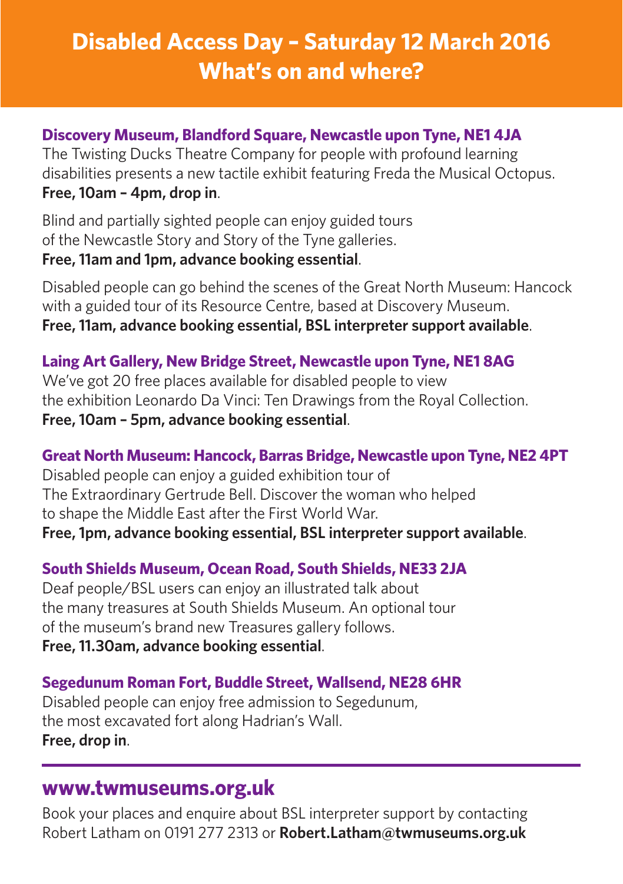# Disabled Access Day – Saturday 12 March 2016
# What's on and where?

### Discovery Museum, Blandford Square, Newcastle upon Tyne, NE1 4JA

The Twisting Ducks Theatre Company for people with profound learning disabilities presents a new tactile exhibit featuring Freda the Musical Octopus.
**Free, 10am – 4pm, drop in**.

Blind and partially sighted people can enjoy guided tours of the Newcastle Story and Story of the Tyne galleries.
**Free, 11am and 1pm, advance booking essential**.

Disabled people can go behind the scenes of the Great North Museum: Hancock with a guided tour of its Resource Centre, based at Discovery Museum.
**Free, 11am, advance booking essential, BSL interpreter support available**.

### Laing Art Gallery, New Bridge Street, Newcastle upon Tyne, NE1 8AG

We've got 20 free places available for disabled people to view the exhibition Leonardo Da Vinci: Ten Drawings from the Royal Collection.
**Free, 10am – 5pm, advance booking essential**.

### Great North Museum: Hancock, Barras Bridge, Newcastle upon Tyne, NE2 4PT

Disabled people can enjoy a guided exhibition tour of The Extraordinary Gertrude Bell. Discover the woman who helped to shape the Middle East after the First World War.
**Free, 1pm, advance booking essential, BSL interpreter support available**.

### South Shields Museum, Ocean Road, South Shields, NE33 2JA

Deaf people/BSL users can enjoy an illustrated talk about the many treasures at South Shields Museum. An optional tour of the museum's brand new Treasures gallery follows.
**Free, 11.30am, advance booking essential**.

### Segedunum Roman Fort, Buddle Street, Wallsend, NE28 6HR

Disabled people can enjoy free admission to Segedunum, the most excavated fort along Hadrian's Wall.
**Free, drop in**.

---

## www.twmuseums.org.uk

Book your places and enquire about BSL interpreter support by contacting Robert Latham on 0191 277 2313 or **Robert.Latham@twmuseums.org.uk**